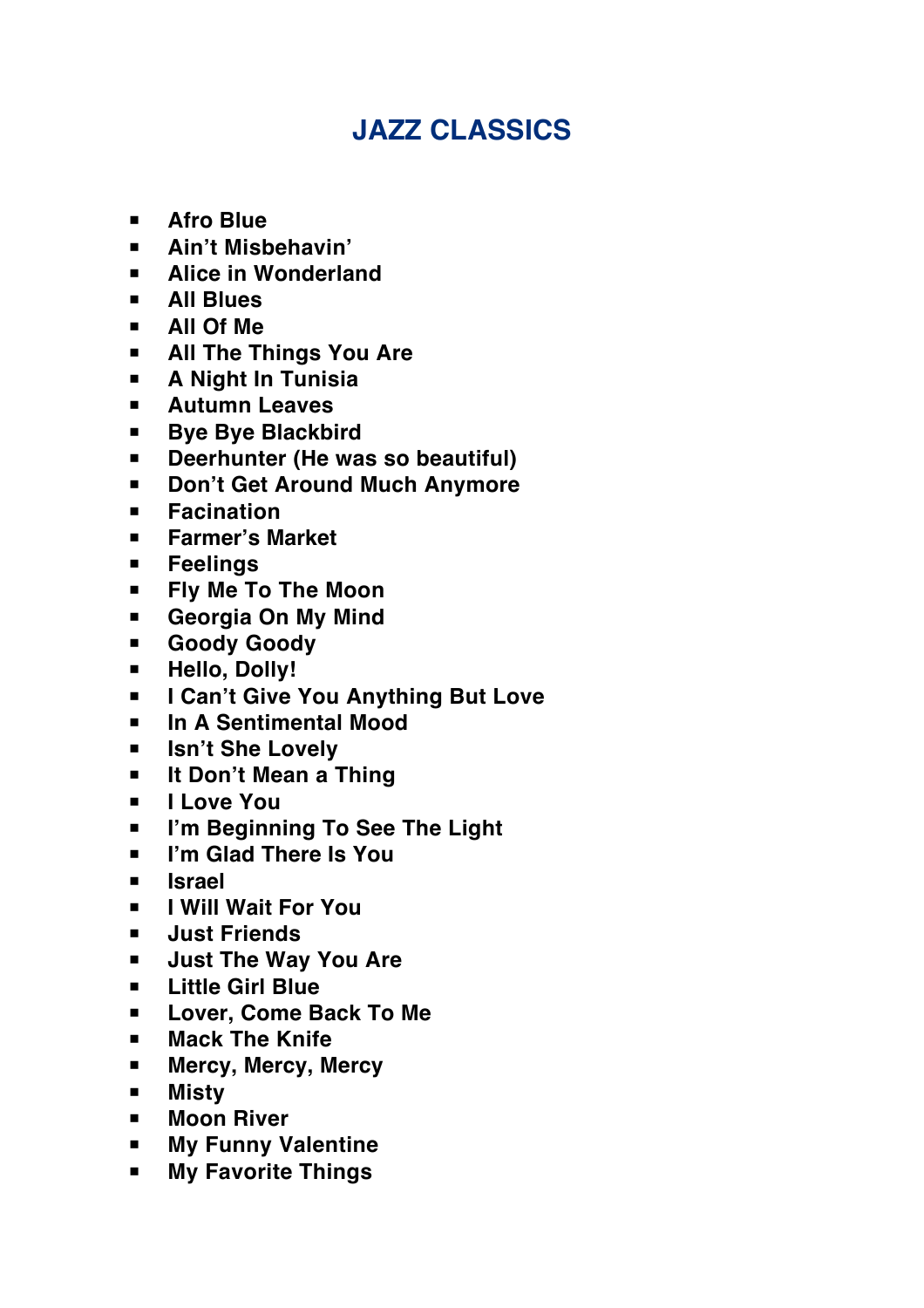# JAZZ CLASSICS

- **Afro Blue**
- **Ain't Misbehavin'**
- **Alice in Wonderland**
- **All Blues**
- **All Of Me**
- **All The Things You Are**
- **A Night In Tunisia**
- **Autumn Leaves**
- **Bye Bye Blackbird**
- **Deerhunter (He was so beautiful)**
- **Don't Get Around Much Anymore**
- **Facination**
- **Farmer's Market**
- **Feelings**
- **Fly Me To The Moon**
- **Georgia On My Mind**
- **Goody Goody**
- **Hello, Dolly!**
- **I Can't Give You Anything But Love**
- **In A Sentimental Mood**
- **Isn't She Lovely**
- **It Don't Mean a Thing**
- **I Love You**
- **I'm Beginning To See The Light**
- **I'm Glad There Is You**
- **Israel**
- **I Will Wait For You**
- **Just Friends**
- **Just The Way You Are**
- **Little Girl Blue**
- **Lover, Come Back To Me**
- **Mack The Knife**
- **Mercy, Mercy, Mercy**
- **Misty**
- **Moon River**
- **My Funny Valentine**
- **My Favorite Things**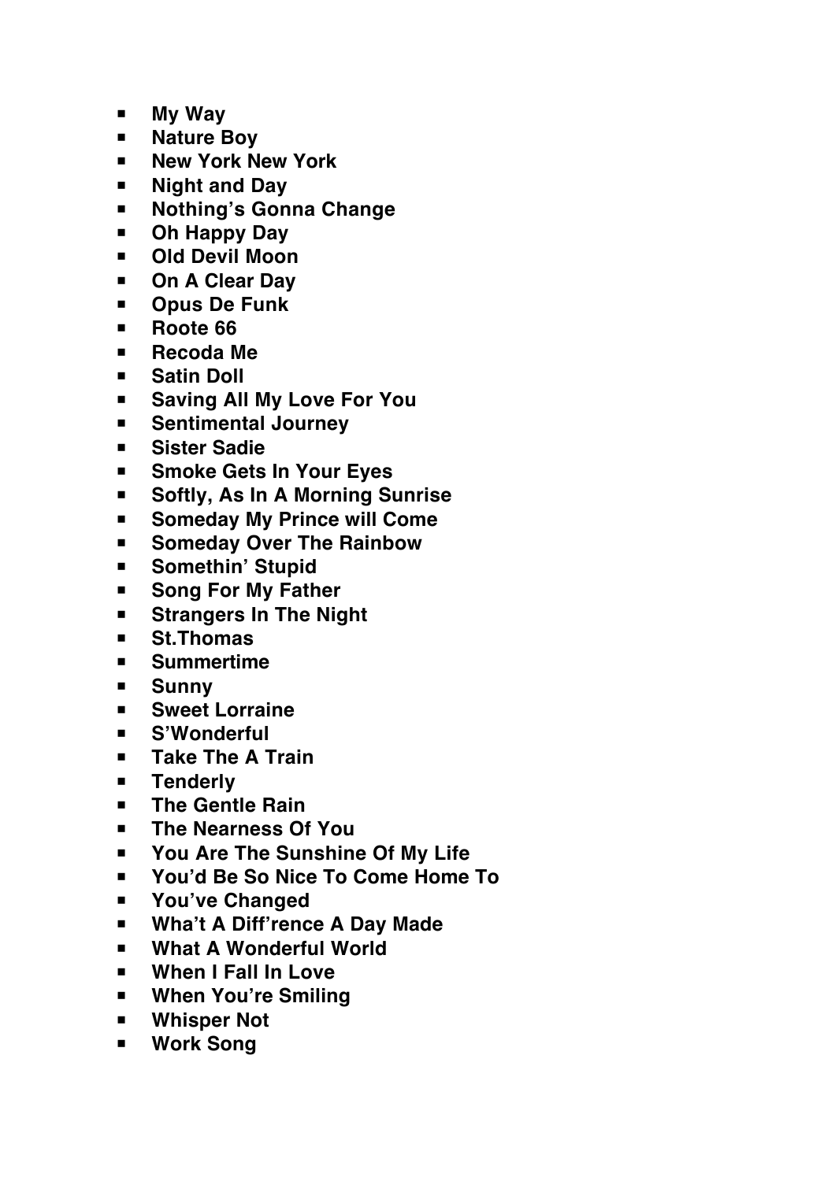- **My Way**
- **Nature Boy**
- **New York New York**
- **Night and Day**
- **Nothing's Gonna Change**
- **Oh Happy Day**
- **Old Devil Moon**
- **On A Clear Day**
- **Opus De Funk**
- **Roote 66**
- **Recoda Me**
- **Satin Doll**
- **Saving All My Love For You**
- **Sentimental Journey**
- **Sister Sadie**
- **Smoke Gets In Your Eyes**
- **Softly, As In A Morning Sunrise**
- **Someday My Prince will Come**
- **Someday Over The Rainbow**
- **Somethin' Stupid**
- **Song For My Father**
- **Strangers In The Night**
- **St.Thomas**
- **Summertime**
- **Sunny**
- **Sweet Lorraine**
- **S'Wonderful**
- **Take The A Train**
- **Tenderly**
- **The Gentle Rain**
- **The Nearness Of You**
- **You Are The Sunshine Of My Life**
- **You'd Be So Nice To Come Home To**
- **You've Changed**
- **Wha't A Diff'rence A Day Made**
- **What A Wonderful World**
- **When I Fall In Love**
- **When You're Smiling**
- **Whisper Not**
- **Work Song**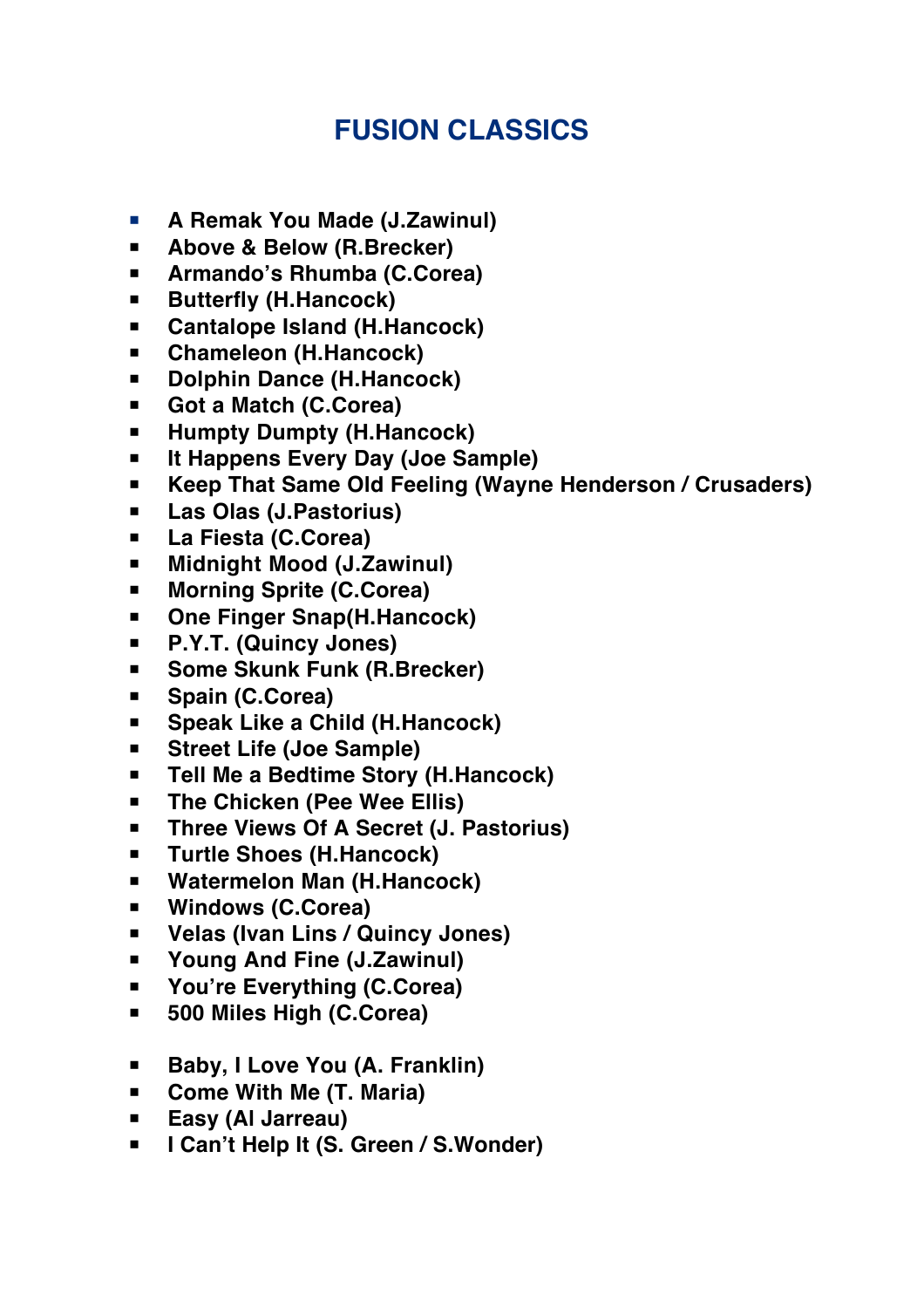# FUSION CLASSICS

- **A Remak You Made (J.Zawinul)**
- **Above & Below (R.Brecker)**
- **Armando's Rhumba (C.Corea)**
- **Butterfly (H.Hancock)**
- **Cantalope Island (H.Hancock)**
- **Chameleon (H.Hancock)**
- **Dolphin Dance (H.Hancock)**
- **Got a Match (C.Corea)**
- **Humpty Dumpty (H.Hancock)**
- **It Happens Every Day (Joe Sample)**
- **Keep That Same Old Feeling (Wayne Henderson / Crusaders)**
- **Las Olas (J.Pastorius)**
- **La Fiesta (C.Corea)**
- **Midnight Mood (J.Zawinul)**
- **Morning Sprite (C.Corea)**
- **One Finger Snap(H.Hancock)**
- **P.Y.T. (Quincy Jones)**
- **Some Skunk Funk (R.Brecker)**
- **Spain (C.Corea)**
- **Speak Like a Child (H.Hancock)**
- **Street Life (Joe Sample)**
- **Tell Me a Bedtime Story (H.Hancock)**
- **The Chicken (Pee Wee Ellis)**
- **Three Views Of A Secret (J. Pastorius)**
- **Turtle Shoes (H.Hancock)**
- **Watermelon Man (H.Hancock)**
- **Windows (C.Corea)**
- **Velas (Ivan Lins / Quincy Jones)**
- **Young And Fine (J.Zawinul)**
- **You're Everything (C.Corea)**
- **500 Miles High (C.Corea)**

- **Baby, I Love You (A. Franklin)**
- **Come With Me (T. Maria)**
- **Easy (Al Jarreau)**
- **I Can't Help It (S. Green / S.Wonder)**